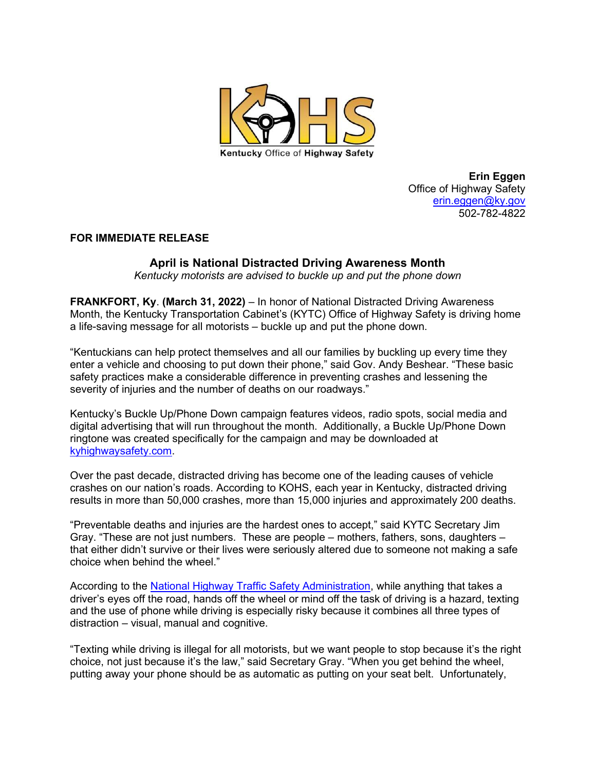Kentucky Office of Highway Safety

**Erin Eggen**
Office of Highway Safety
[erin.eggen@ky.gov](mailto:erin.eggen@ky.gov)
502-782-4822

**FOR IMMEDIATE RELEASE**

## April is National Distracted Driving Awareness Month

*Kentucky motorists are advised to buckle up and put the phone down*

**FRANKFORT, Ky**. **(March 31, 2022)** – In honor of National Distracted Driving Awareness Month, the Kentucky Transportation Cabinet's (KYTC) Office of Highway Safety is driving home a life-saving message for all motorists – buckle up and put the phone down.

"Kentuckians can help protect themselves and all our families by buckling up every time they enter a vehicle and choosing to put down their phone," said Gov. Andy Beshear. "These basic safety practices make a considerable difference in preventing crashes and lessening the severity of injuries and the number of deaths on our roadways."

Kentucky's Buckle Up/Phone Down campaign features videos, radio spots, social media and digital advertising that will run throughout the month. Additionally, a Buckle Up/Phone Down ringtone was created specifically for the campaign and may be downloaded at [kyhighwaysafety.com](kyhighwaysafety.com).

Over the past decade, distracted driving has become one of the leading causes of vehicle crashes on our nation's roads. According to KOHS, each year in Kentucky, distracted driving results in more than 50,000 crashes, more than 15,000 injuries and approximately 200 deaths.

"Preventable deaths and injuries are the hardest ones to accept," said KYTC Secretary Jim Gray. "These are not just numbers. These are people – mothers, fathers, sons, daughters – that either didn't survive or their lives were seriously altered due to someone not making a safe choice when behind the wheel."

According to the [National Highway Traffic Safety Administration](), while anything that takes a driver's eyes off the road, hands off the wheel or mind off the task of driving is a hazard, texting and the use of phone while driving is especially risky because it combines all three types of distraction – visual, manual and cognitive.

"Texting while driving is illegal for all motorists, but we want people to stop because it's the right choice, not just because it's the law," said Secretary Gray. "When you get behind the wheel, putting away your phone should be as automatic as putting on your seat belt. Unfortunately,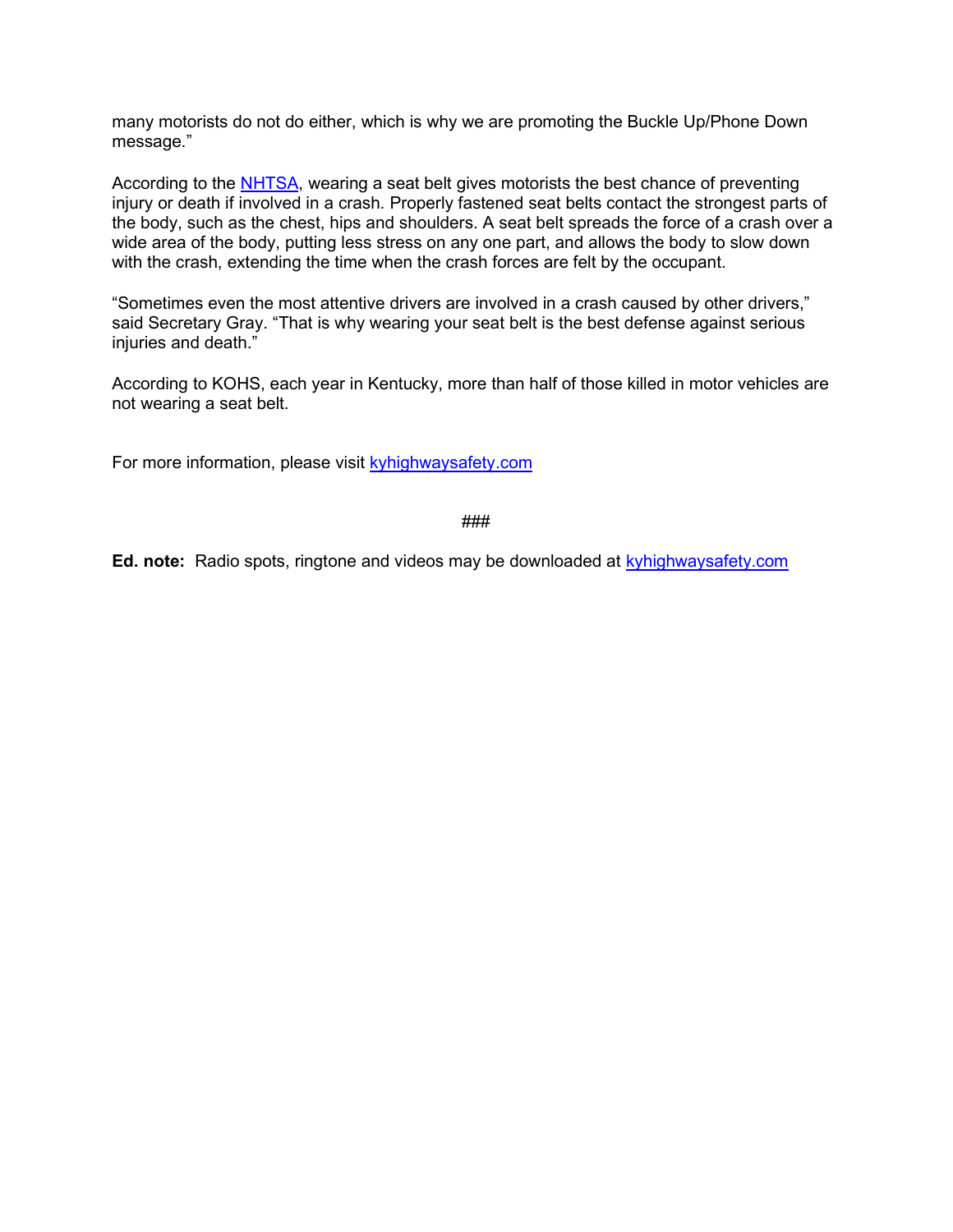many motorists do not do either, which is why we are promoting the Buckle Up/Phone Down message."

According to the NHTSA, wearing a seat belt gives motorists the best chance of preventing injury or death if involved in a crash. Properly fastened seat belts contact the strongest parts of the body, such as the chest, hips and shoulders. A seat belt spreads the force of a crash over a wide area of the body, putting less stress on any one part, and allows the body to slow down with the crash, extending the time when the crash forces are felt by the occupant.

"Sometimes even the most attentive drivers are involved in a crash caused by other drivers," said Secretary Gray. "That is why wearing your seat belt is the best defense against serious injuries and death."

According to KOHS, each year in Kentucky, more than half of those killed in motor vehicles are not wearing a seat belt.

For more information, please visit kyhighwaysafety.com

###

**Ed. note:** Radio spots, ringtone and videos may be downloaded at kyhighwaysafety.com